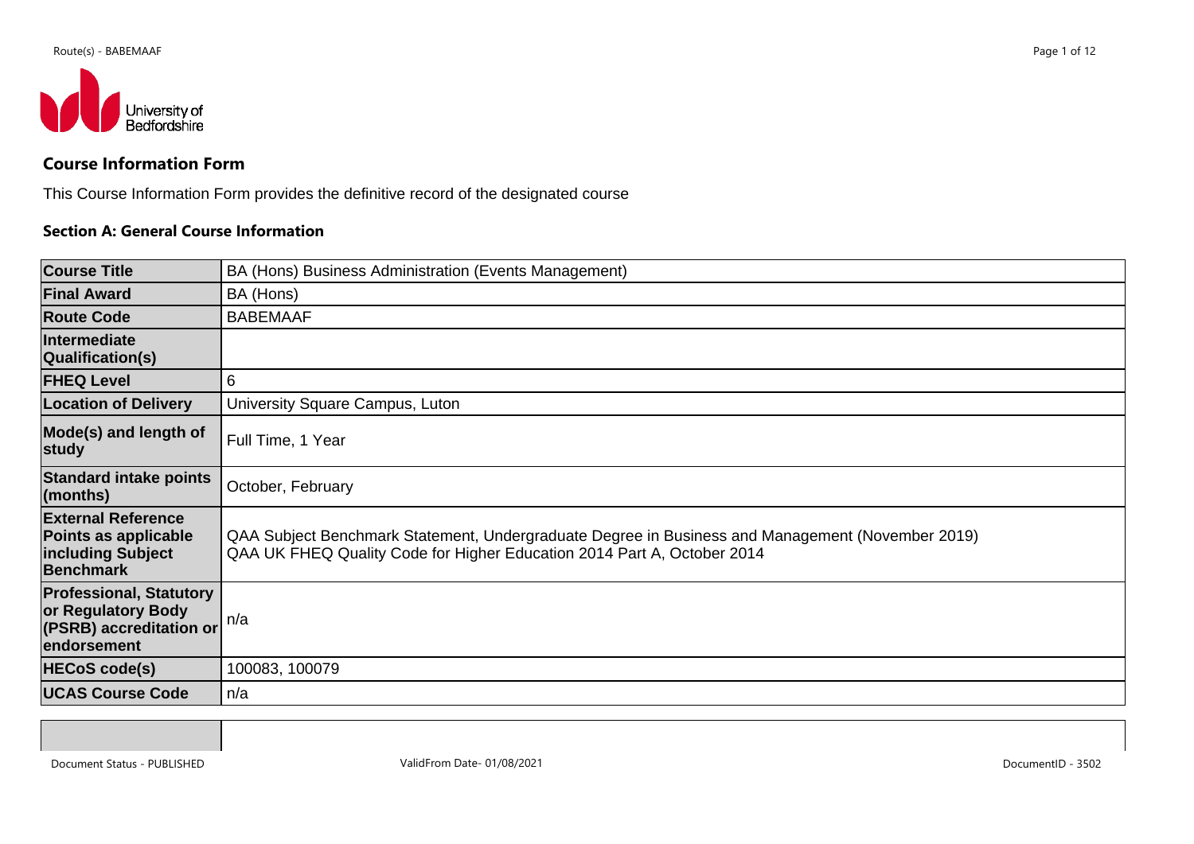## Course Information Form

This Course Information Form provides the definitive record of the designated course

### Section A: General Course Information

| | |
|---|---|
| **Course Title** | BA (Hons) Business Administration (Events Management) |
| **Final Award** | BA (Hons) |
| **Route Code** | BABEMAAF |
| **Intermediate Qualification(s)** | |
| **FHEQ Level** | 6 |
| **Location of Delivery** | University Square Campus, Luton |
| **Mode(s) and length of study** | Full Time, 1 Year |
| **Standard intake points (months)** | October, February |
| **External Reference Points as applicable including Subject Benchmark** | QAA Subject Benchmark Statement, Undergraduate Degree in Business and Management (November 2019)<br>QAA UK FHEQ Quality Code for Higher Education 2014 Part A, October 2014 |
| **Professional, Statutory or Regulatory Body (PSRB) accreditation or endorsement** | n/a |
| **HECoS code(s)** | 100083, 100079 |
| **UCAS Course Code** | n/a |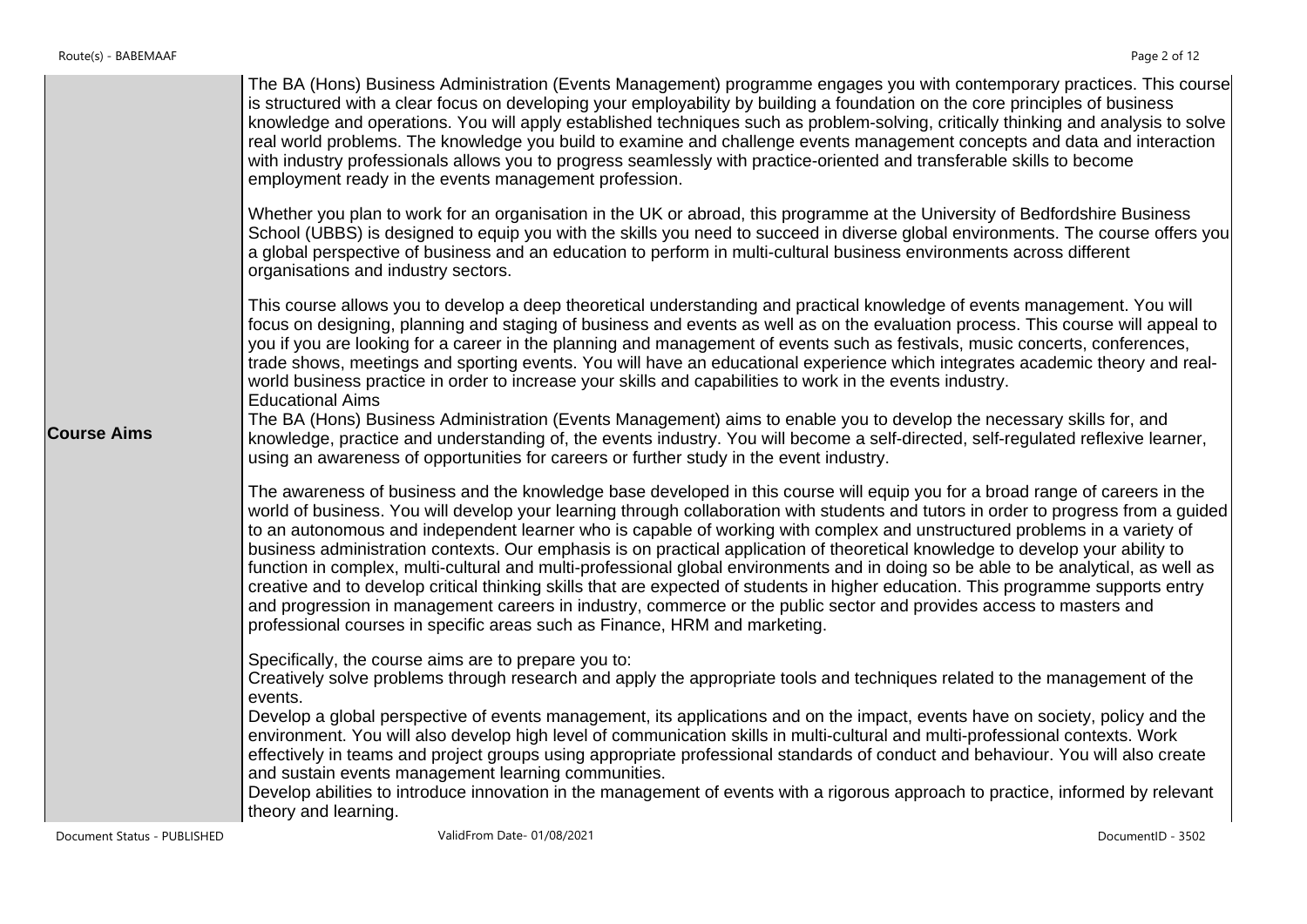| | |
|---|---|
| **Course Aims** | The BA (Hons) Business Administration (Events Management) programme engages you with contemporary practices. This course is structured with a clear focus on developing your employability by building a foundation on the core principles of business knowledge and operations. You will apply established techniques such as problem-solving, critically thinking and analysis to solve real world problems. The knowledge you build to examine and challenge events management concepts and data and interaction with industry professionals allows you to progress seamlessly with practice-oriented and transferable skills to become employment ready in the events management profession.<br><br>Whether you plan to work for an organisation in the UK or abroad, this programme at the University of Bedfordshire Business School (UBBS) is designed to equip you with the skills you need to succeed in diverse global environments. The course offers you a global perspective of business and an education to perform in multi-cultural business environments across different organisations and industry sectors.<br><br>This course allows you to develop a deep theoretical understanding and practical knowledge of events management. You will focus on designing, planning and staging of business and events as well as on the evaluation process. This course will appeal to you if you are looking for a career in the planning and management of events such as festivals, music concerts, conferences, trade shows, meetings and sporting events. You will have an educational experience which integrates academic theory and real-world business practice in order to increase your skills and capabilities to work in the events industry.<br>Educational Aims<br>The BA (Hons) Business Administration (Events Management) aims to enable you to develop the necessary skills for, and knowledge, practice and understanding of, the events industry. You will become a self-directed, self-regulated reflexive learner, using an awareness of opportunities for careers or further study in the event industry.<br><br>The awareness of business and the knowledge base developed in this course will equip you for a broad range of careers in the world of business. You will develop your learning through collaboration with students and tutors in order to progress from a guided to an autonomous and independent learner who is capable of working with complex and unstructured problems in a variety of business administration contexts. Our emphasis is on practical application of theoretical knowledge to develop your ability to function in complex, multi-cultural and multi-professional global environments and in doing so be able to be analytical, as well as creative and to develop critical thinking skills that are expected of students in higher education. This programme supports entry and progression in management careers in industry, commerce or the public sector and provides access to masters and professional courses in specific areas such as Finance, HRM and marketing.<br><br>Specifically, the course aims are to prepare you to:<br>Creatively solve problems through research and apply the appropriate tools and techniques related to the management of the events.<br>Develop a global perspective of events management, its applications and on the impact, events have on society, policy and the environment. You will also develop high level of communication skills in multi-cultural and multi-professional contexts. Work effectively in teams and project groups using appropriate professional standards of conduct and behaviour. You will also create and sustain events management learning communities.<br>Develop abilities to introduce innovation in the management of events with a rigorous approach to practice, informed by relevant theory and learning. |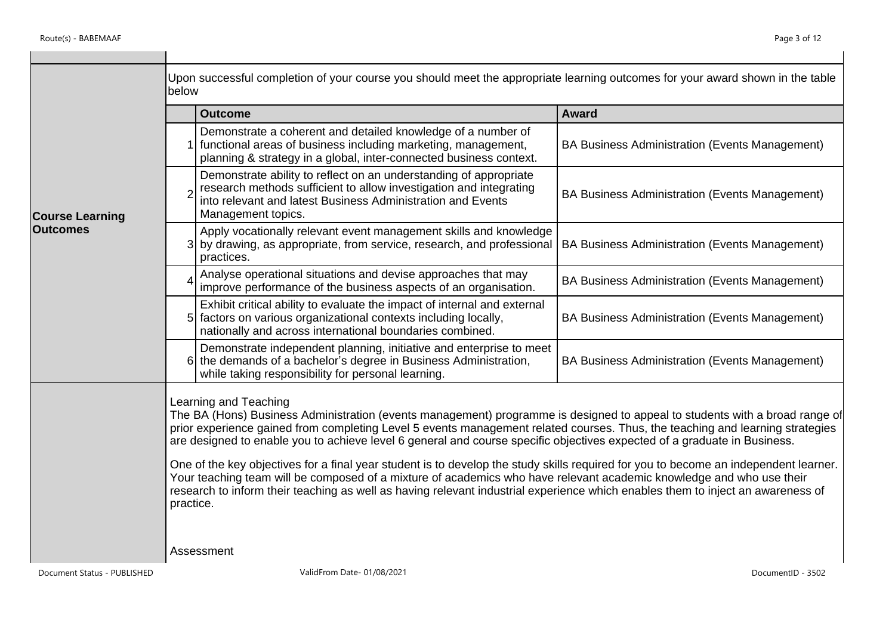## Course Learning Outcomes

Upon successful completion of your course you should meet the appropriate learning outcomes for your award shown in the table below

| | Outcome | Award |
|---|---|---|
| 1 | Demonstrate a coherent and detailed knowledge of a number of functional areas of business including marketing, management, planning & strategy in a global, inter-connected business context. | BA Business Administration (Events Management) |
| 2 | Demonstrate ability to reflect on an understanding of appropriate research methods sufficient to allow investigation and integrating into relevant and latest Business Administration and Events Management topics. | BA Business Administration (Events Management) |
| 3 | Apply vocationally relevant event management skills and knowledge by drawing, as appropriate, from service, research, and professional practices. | BA Business Administration (Events Management) |
| 4 | Analyse operational situations and devise approaches that may improve performance of the business aspects of an organisation. | BA Business Administration (Events Management) |
| 5 | Exhibit critical ability to evaluate the impact of internal and external factors on various organizational contexts including locally, nationally and across international boundaries combined. | BA Business Administration (Events Management) |
| 6 | Demonstrate independent planning, initiative and enterprise to meet the demands of a bachelor's degree in Business Administration, while taking responsibility for personal learning. | BA Business Administration (Events Management) |

Learning and Teaching

The BA (Hons) Business Administration (events management) programme is designed to appeal to students with a broad range of prior experience gained from completing Level 5 events management related courses. Thus, the teaching and learning strategies are designed to enable you to achieve level 6 general and course specific objectives expected of a graduate in Business.

One of the key objectives for a final year student is to develop the study skills required for you to become an independent learner. Your teaching team will be composed of a mixture of academics who have relevant academic knowledge and who use their research to inform their teaching as well as having relevant industrial experience which enables them to inject an awareness of practice.

Assessment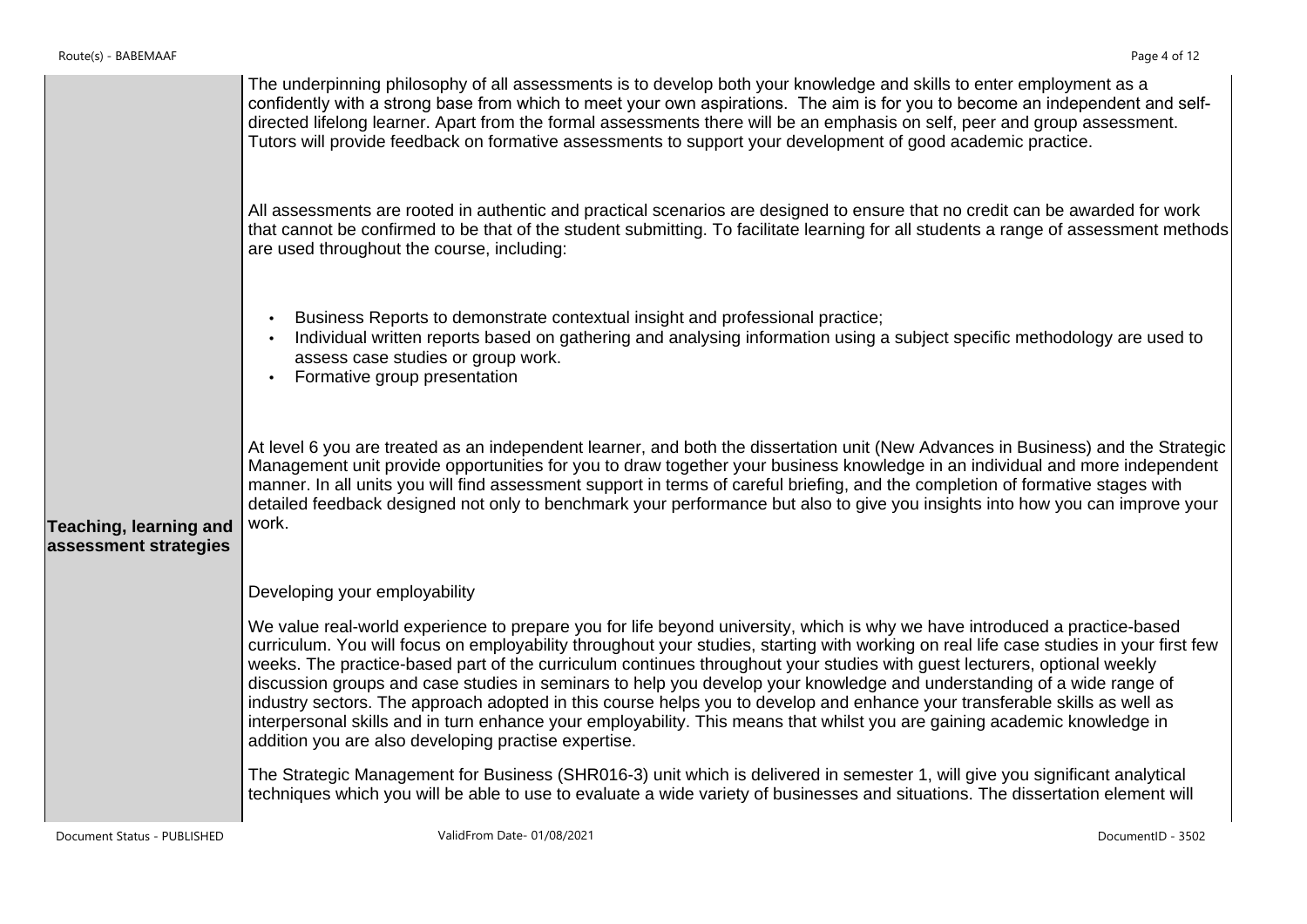| | |
|---|---|
| **Teaching, learning and assessment strategies** | The underpinning philosophy of all assessments is to develop both your knowledge and skills to enter employment as a confidently with a strong base from which to meet your own aspirations. The aim is for you to become an independent and self-directed lifelong learner. Apart from the formal assessments there will be an emphasis on self, peer and group assessment. Tutors will provide feedback on formative assessments to support your development of good academic practice.<br><br>All assessments are rooted in authentic and practical scenarios are designed to ensure that no credit can be awarded for work that cannot be confirmed to be that of the student submitting. To facilitate learning for all students a range of assessment methods are used throughout the course, including:<br><br>• Business Reports to demonstrate contextual insight and professional practice;<br>• Individual written reports based on gathering and analysing information using a subject specific methodology are used to assess case studies or group work.<br>• Formative group presentation<br><br>At level 6 you are treated as an independent learner, and both the dissertation unit (New Advances in Business) and the Strategic Management unit provide opportunities for you to draw together your business knowledge in an individual and more independent manner. In all units you will find assessment support in terms of careful briefing, and the completion of formative stages with detailed feedback designed not only to benchmark your performance but also to give you insights into how you can improve your work.<br><br>Developing your employability<br><br>We value real-world experience to prepare you for life beyond university, which is why we have introduced a practice-based curriculum. You will focus on employability throughout your studies, starting with working on real life case studies in your first few weeks. The practice-based part of the curriculum continues throughout your studies with guest lecturers, optional weekly discussion groups and case studies in seminars to help you develop your knowledge and understanding of a wide range of industry sectors. The approach adopted in this course helps you to develop and enhance your transferable skills as well as interpersonal skills and in turn enhance your employability. This means that whilst you are gaining academic knowledge in addition you are also developing practise expertise.<br><br>The Strategic Management for Business (SHR016-3) unit which is delivered in semester 1, will give you significant analytical techniques which you will be able to use to evaluate a wide variety of businesses and situations. The dissertation element will |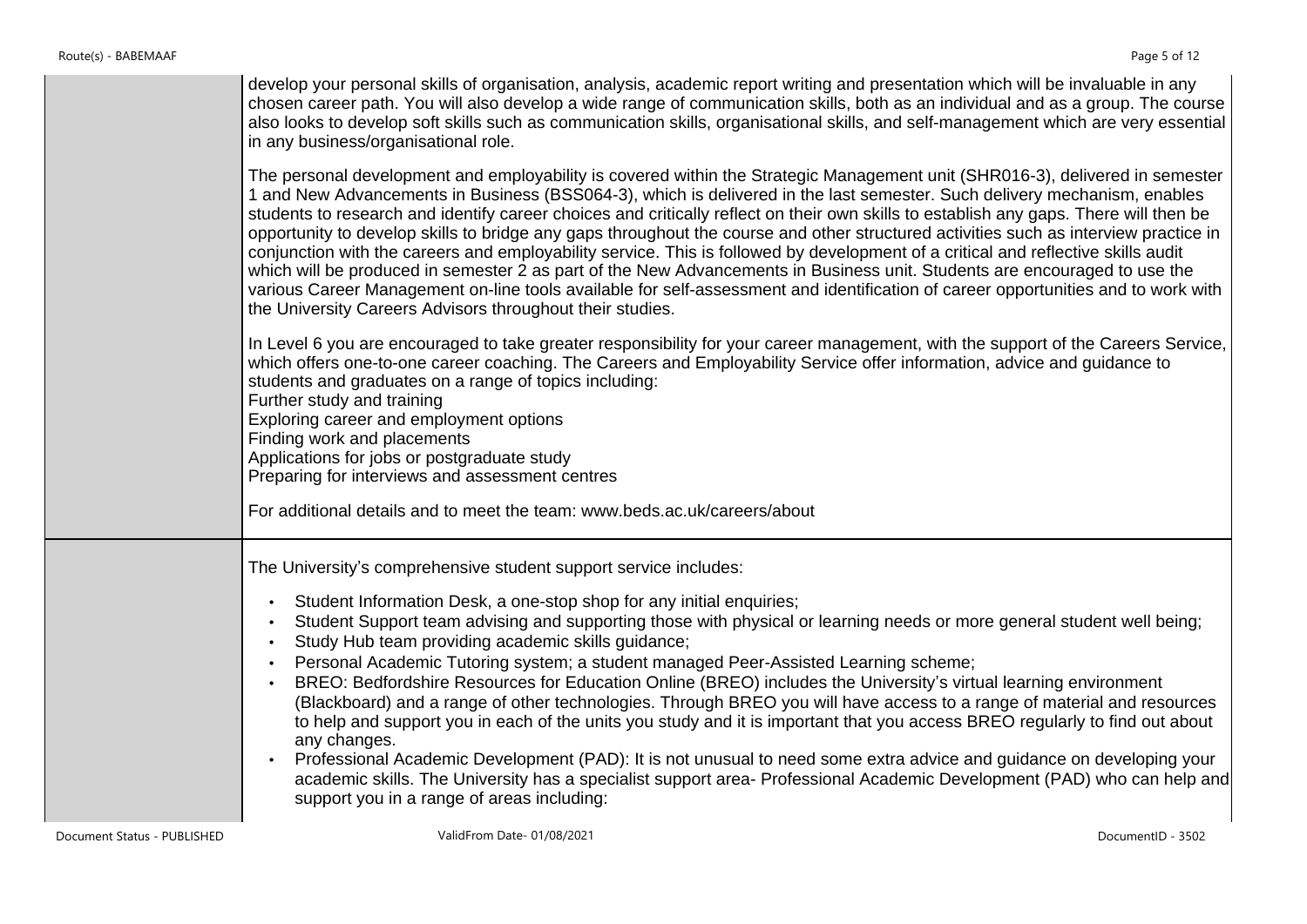| | |
|---|---|
| | develop your personal skills of organisation, analysis, academic report writing and presentation which will be invaluable in any chosen career path. You will also develop a wide range of communication skills, both as an individual and as a group. The course also looks to develop soft skills such as communication skills, organisational skills, and self-management which are very essential in any business/organisational role.<br><br>The personal development and employability is covered within the Strategic Management unit (SHR016-3), delivered in semester 1 and New Advancements in Business (BSS064-3), which is delivered in the last semester. Such delivery mechanism, enables students to research and identify career choices and critically reflect on their own skills to establish any gaps. There will then be opportunity to develop skills to bridge any gaps throughout the course and other structured activities such as interview practice in conjunction with the careers and employability service. This is followed by development of a critical and reflective skills audit which will be produced in semester 2 as part of the New Advancements in Business unit. Students are encouraged to use the various Career Management on-line tools available for self-assessment and identification of career opportunities and to work with the University Careers Advisors throughout their studies.<br><br>In Level 6 you are encouraged to take greater responsibility for your career management, with the support of the Careers Service, which offers one-to-one career coaching. The Careers and Employability Service offer information, advice and guidance to students and graduates on a range of topics including:<br>Further study and training<br>Exploring career and employment options<br>Finding work and placements<br>Applications for jobs or postgraduate study<br>Preparing for interviews and assessment centres<br><br>For additional details and to meet the team: www.beds.ac.uk/careers/about |
| | The University's comprehensive student support service includes:<br><br>• Student Information Desk, a one-stop shop for any initial enquiries;<br>• Student Support team advising and supporting those with physical or learning needs or more general student well being;<br>• Study Hub team providing academic skills guidance;<br>• Personal Academic Tutoring system; a student managed Peer-Assisted Learning scheme;<br>• BREO: Bedfordshire Resources for Education Online (BREO) includes the University's virtual learning environment (Blackboard) and a range of other technologies. Through BREO you will have access to a range of material and resources to help and support you in each of the units you study and it is important that you access BREO regularly to find out about any changes.<br>• Professional Academic Development (PAD): It is not unusual to need some extra advice and guidance on developing your academic skills. The University has a specialist support area- Professional Academic Development (PAD) who can help and support you in a range of areas including: |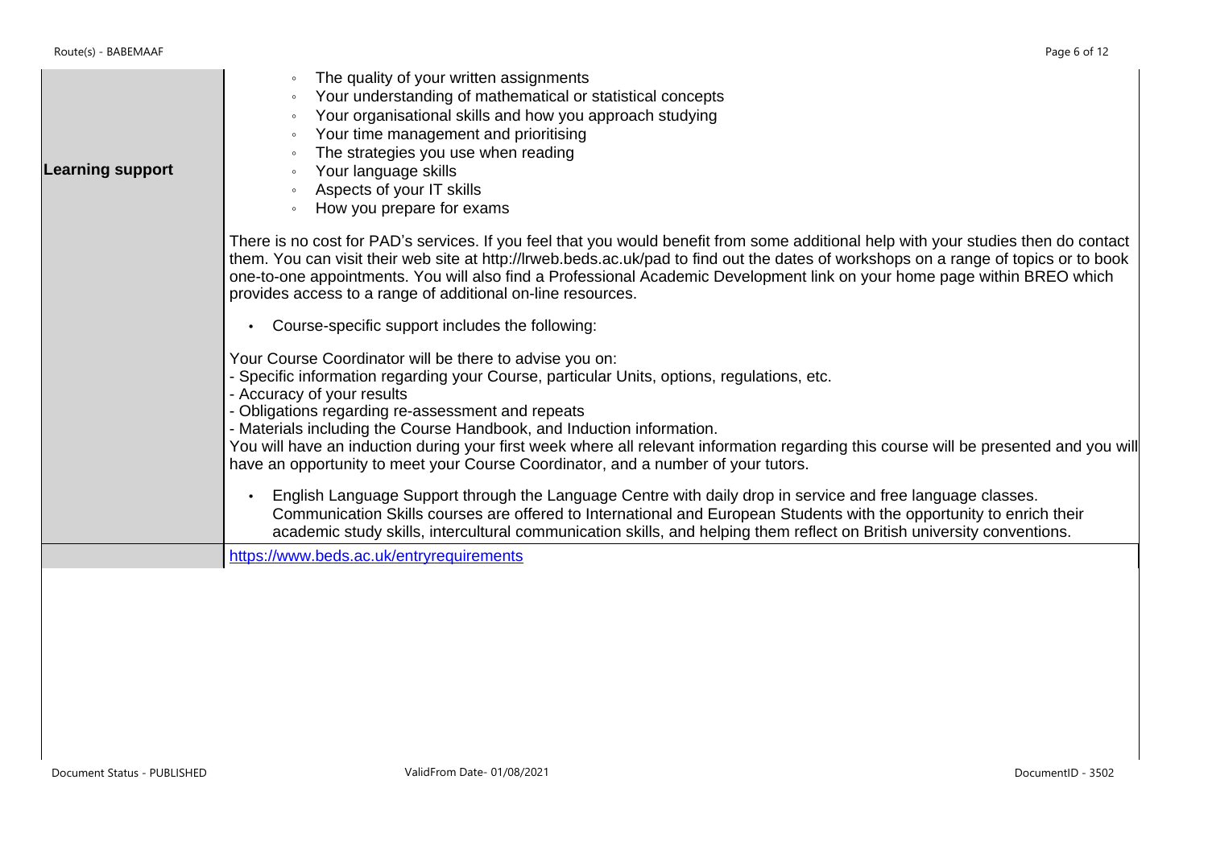| | |
|---|---|
| **Learning support** | ◦ The quality of your written assignments<br>◦ Your understanding of mathematical or statistical concepts<br>◦ Your organisational skills and how you approach studying<br>◦ Your time management and prioritising<br>◦ The strategies you use when reading<br>◦ Your language skills<br>◦ Aspects of your IT skills<br>◦ How you prepare for exams<br><br>There is no cost for PAD's services. If you feel that you would benefit from some additional help with your studies then do contact them. You can visit their web site at http://lrweb.beds.ac.uk/pad to find out the dates of workshops on a range of topics or to book one-to-one appointments. You will also find a Professional Academic Development link on your home page within BREO which provides access to a range of additional on-line resources.<br><br>• Course-specific support includes the following:<br><br>Your Course Coordinator will be there to advise you on:<br>- Specific information regarding your Course, particular Units, options, regulations, etc.<br>- Accuracy of your results<br>- Obligations regarding re-assessment and repeats<br>- Materials including the Course Handbook, and Induction information.<br>You will have an induction during your first week where all relevant information regarding this course will be presented and you will have an opportunity to meet your Course Coordinator, and a number of your tutors.<br><br>• English Language Support through the Language Centre with daily drop in service and free language classes. Communication Skills courses are offered to International and European Students with the opportunity to enrich their academic study skills, intercultural communication skills, and helping them reflect on British university conventions. |
| | https://www.beds.ac.uk/entryrequirements |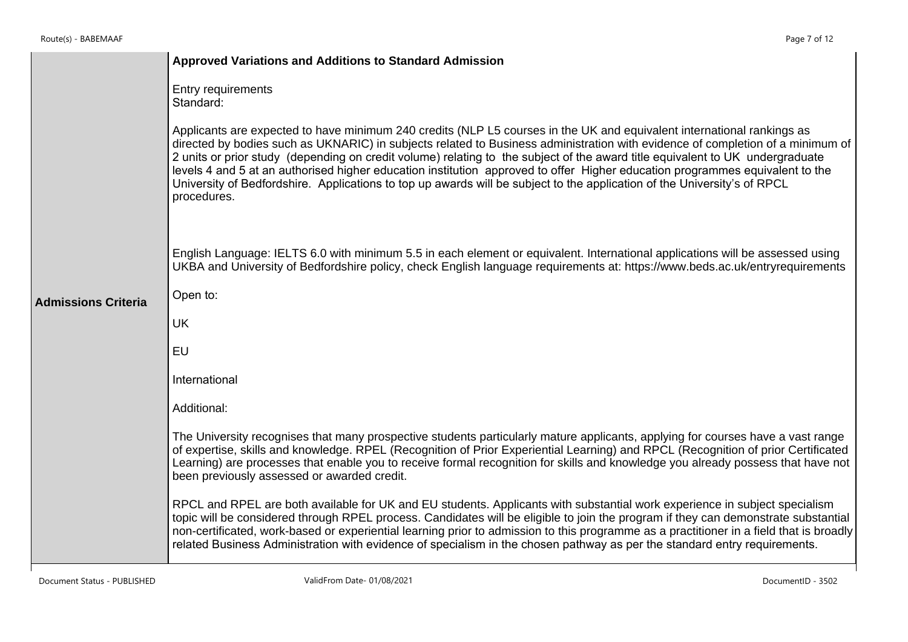| Admissions Criteria | **Approved Variations and Additions to Standard Admission**<br><br>Entry requirements<br>Standard:<br><br>Applicants are expected to have minimum 240 credits (NLP L5 courses in the UK and equivalent international rankings as directed by bodies such as UKNARIC) in subjects related to Business administration with evidence of completion of a minimum of 2 units or prior study (depending on credit volume) relating to the subject of the award title equivalent to UK undergraduate levels 4 and 5 at an authorised higher education institution approved to offer Higher education programmes equivalent to the University of Bedfordshire. Applications to top up awards will be subject to the application of the University's of RPCL procedures.<br><br>English Language: IELTS 6.0 with minimum 5.5 in each element or equivalent. International applications will be assessed using UKBA and University of Bedfordshire policy, check English language requirements at: https://www.beds.ac.uk/entryrequirements<br><br>Open to:<br><br>UK<br><br>EU<br><br>International<br><br>Additional:<br><br>The University recognises that many prospective students particularly mature applicants, applying for courses have a vast range of expertise, skills and knowledge. RPEL (Recognition of Prior Experiential Learning) and RPCL (Recognition of prior Certificated Learning) are processes that enable you to receive formal recognition for skills and knowledge you already possess that have not been previously assessed or awarded credit.<br><br>RPCL and RPEL are both available for UK and EU students. Applicants with substantial work experience in subject specialism topic will be considered through RPEL process. Candidates will be eligible to join the program if they can demonstrate substantial non-certificated, work-based or experiential learning prior to admission to this programme as a practitioner in a field that is broadly related Business Administration with evidence of specialism in the chosen pathway as per the standard entry requirements. |
|---|---|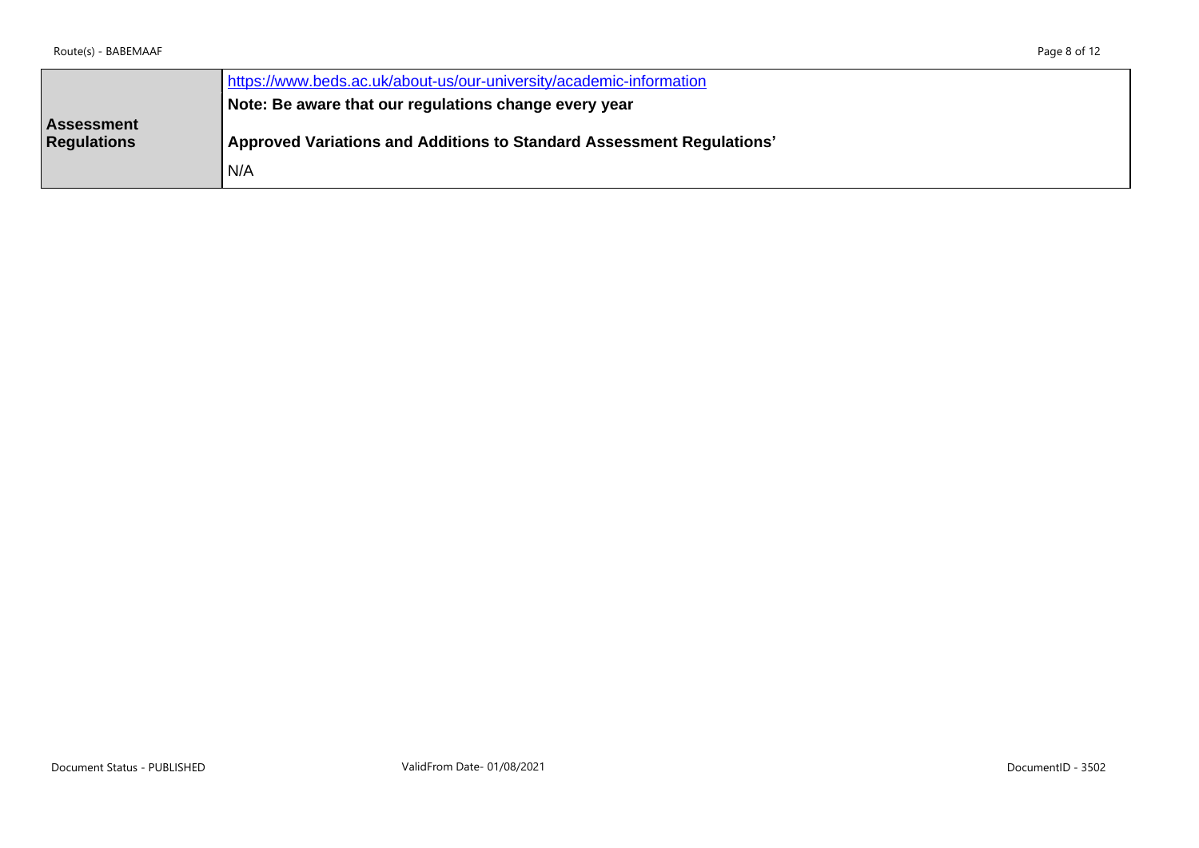| Assessment Regulations | https://www.beds.ac.uk/about-us/our-university/academic-information<br>**Note: Be aware that our regulations change every year**<br>**Approved Variations and Additions to Standard Assessment Regulations'**<br>N/A |
|---|---|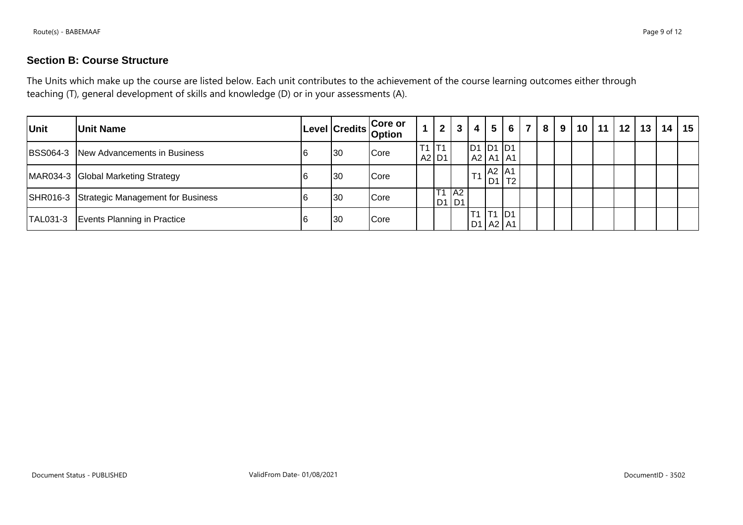## Section B: Course Structure

The Units which make up the course are listed below. Each unit contributes to the achievement of the course learning outcomes either through teaching (T), general development of skills and knowledge (D) or in your assessments (A).

| Unit | Unit Name | Level | Credits | Core or Option | 1 | 2 | 3 | 4 | 5 | 6 | 7 | 8 | 9 | 10 | 11 | 12 | 13 | 14 | 15 |
|---|---|---|---|---|---|---|---|---|---|---|---|---|---|---|---|---|---|---|---|
| BSS064-3 | New Advancements in Business | 6 | 30 | Core | T1 A2 | T1 D1 | | D1 A2 | D1 A1 | D1 A1 | | | | | | | | | |
| MAR034-3 | Global Marketing Strategy | 6 | 30 | Core | | | | T1 | A2 D1 | A1 T2 | | | | | | | | | |
| SHR016-3 | Strategic Management for Business | 6 | 30 | Core | | T1 D1 | A2 D1 | | | | | | | | | | | | |
| TAL031-3 | Events Planning in Practice | 6 | 30 | Core | | | | T1 D1 | T1 A2 | D1 A1 | | | | | | | | | |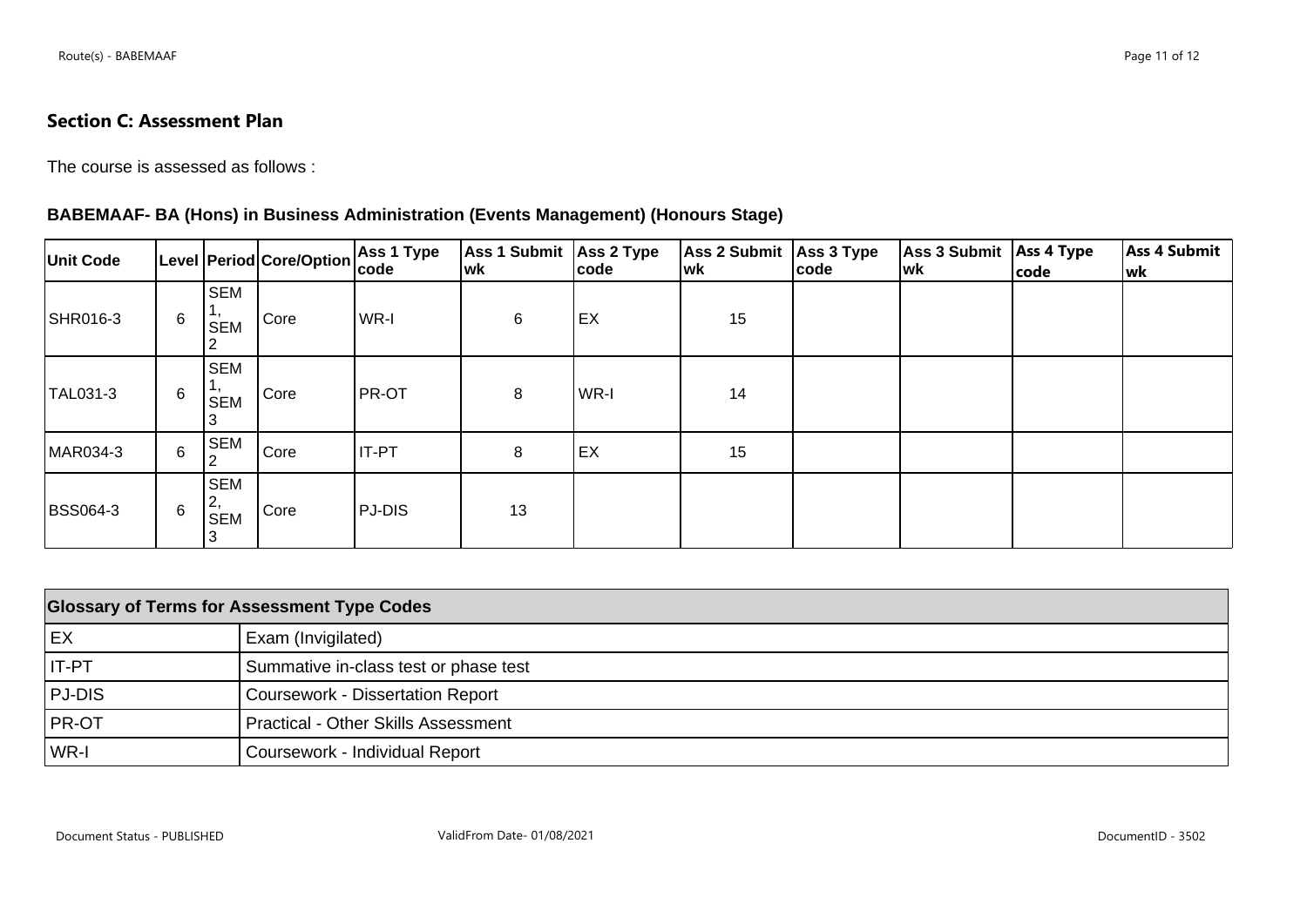## Section C: Assessment Plan

The course is assessed as follows :

**BABEMAAF- BA (Hons) in Business Administration (Events Management) (Honours Stage)**

| Unit Code | Level | Period | Core/Option | Ass 1 Type code | Ass 1 Submit wk | Ass 2 Type code | Ass 2 Submit wk | Ass 3 Type code | Ass 3 Submit wk | Ass 4 Type code | Ass 4 Submit wk |
|---|---|---|---|---|---|---|---|---|---|---|---|
| SHR016-3 | 6 | SEM 1, SEM 2 | Core | WR-I | 6 | EX | 15 | | | | |
| TAL031-3 | 6 | SEM 1, SEM 3 | Core | PR-OT | 8 | WR-I | 14 | | | | |
| MAR034-3 | 6 | SEM 2 | Core | IT-PT | 8 | EX | 15 | | | | |
| BSS064-3 | 6 | SEM 2, SEM 3 | Core | PJ-DIS | 13 | | | | | | |

| Glossary of Terms for Assessment Type Codes | |
|---|---|
| EX | Exam (Invigilated) |
| IT-PT | Summative in-class test or phase test |
| PJ-DIS | Coursework - Dissertation Report |
| PR-OT | Practical - Other Skills Assessment |
| WR-I | Coursework - Individual Report |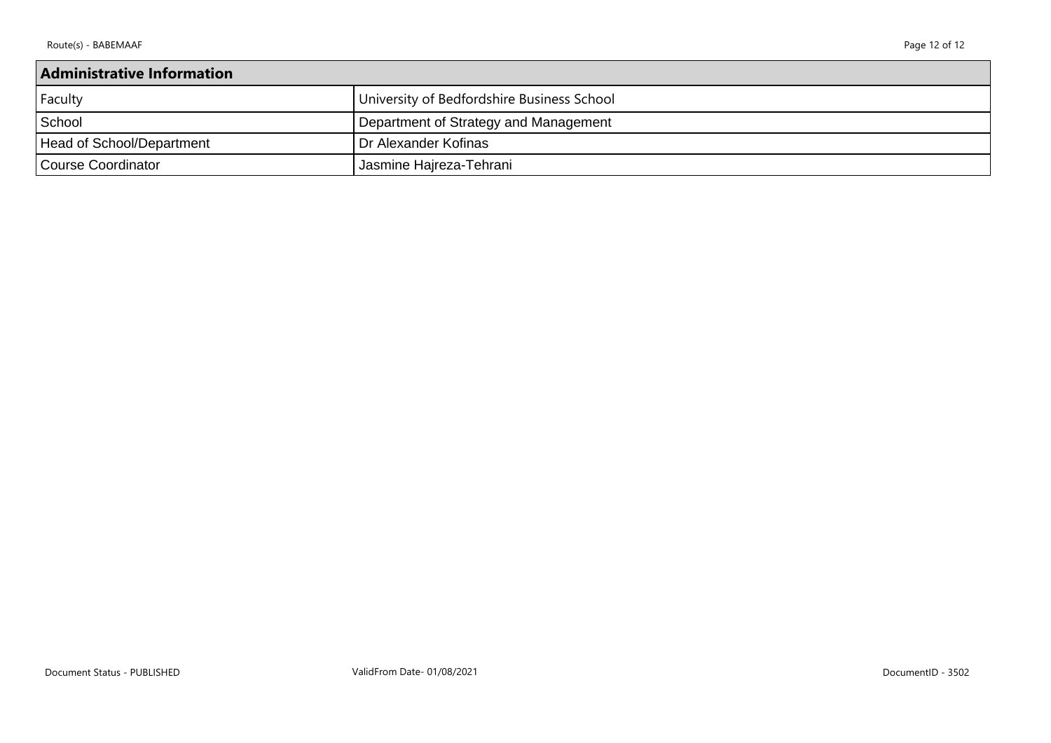| Administrative Information | |
|---|---|
| Faculty | University of Bedfordshire Business School |
| School | Department of Strategy and Management |
| Head of School/Department | Dr Alexander Kofinas |
| Course Coordinator | Jasmine Hajreza-Tehrani |